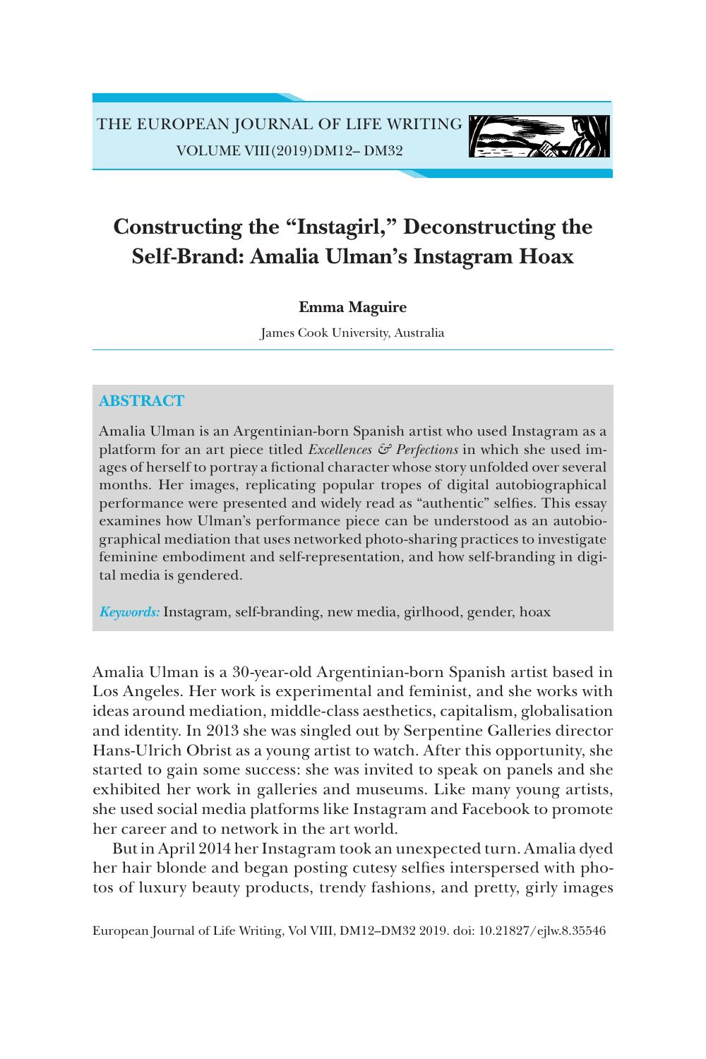# Constructing the "Instagirl," Deconstructing the Self-Brand: Amalia Ulman's Instagram Hoax

**Emma Maguire**

James Cook University, Australia

## ABSTRACT

Amalia Ulman is an Argentinian-born Spanish artist who used Instagram as a platform for an art piece titled *Excellences & Perfections* in which she used images of herself to portray a fictional character whose story unfolded over several months. Her images, replicating popular tropes of digital autobiographical performance were presented and widely read as "authentic" selfies. This essay examines how Ulman's performance piece can be understood as an autobiographical mediation that uses networked photo-sharing practices to investigate feminine embodiment and self-representation, and how self-branding in digital media is gendered.

*Keywords:* Instagram, self-branding, new media, girlhood, gender, hoax

Amalia Ulman is a 30-year-old Argentinian-born Spanish artist based in Los Angeles. Her work is experimental and feminist, and she works with ideas around mediation, middle-class aesthetics, capitalism, globalisation and identity. In 2013 she was singled out by Serpentine Galleries director Hans-Ulrich Obrist as a young artist to watch. After this opportunity, she started to gain some success: she was invited to speak on panels and she exhibited her work in galleries and museums. Like many young artists, she used social media platforms like Instagram and Facebook to promote her career and to network in the art world.

But in April 2014 her Instagram took an unexpected turn. Amalia dyed her hair blonde and began posting cutesy selfies interspersed with photos of luxury beauty products, trendy fashions, and pretty, girly images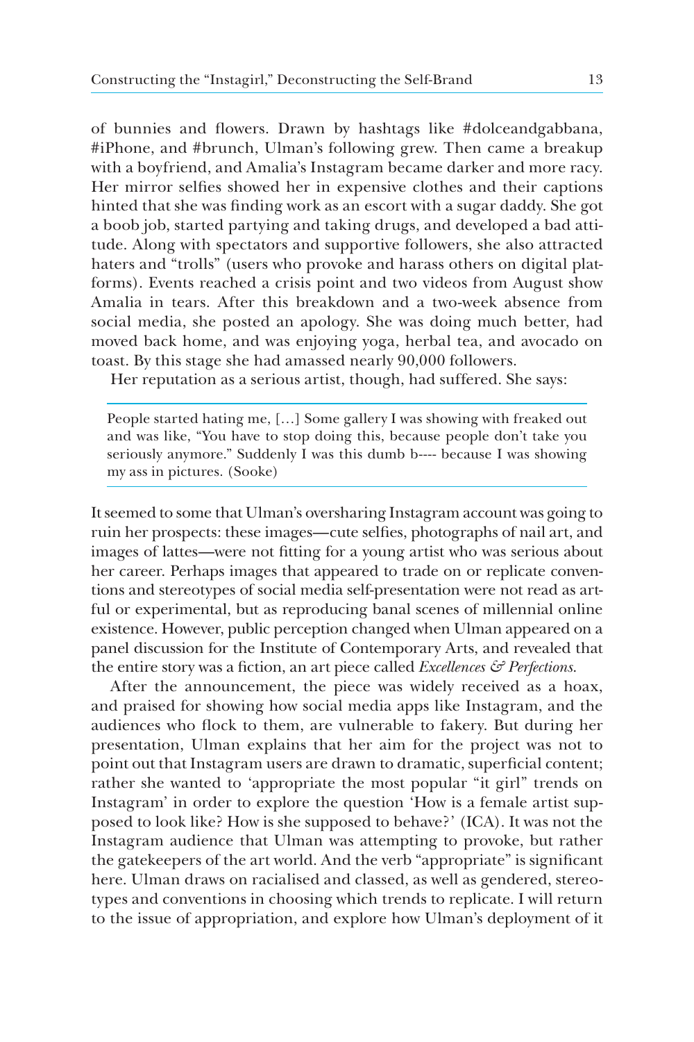of bunnies and flowers. Drawn by hashtags like #dolceandgabbana, #iPhone, and #brunch, Ulman's following grew. Then came a breakup with a boyfriend, and Amalia's Instagram became darker and more racy. Her mirror selfies showed her in expensive clothes and their captions hinted that she was finding work as an escort with a sugar daddy. She got a boob job, started partying and taking drugs, and developed a bad attitude. Along with spectators and supportive followers, she also attracted haters and "trolls" (users who provoke and harass others on digital platforms). Events reached a crisis point and two videos from August show Amalia in tears. After this breakdown and a two-week absence from social media, she posted an apology. She was doing much better, had moved back home, and was enjoying yoga, herbal tea, and avocado on toast. By this stage she had amassed nearly 90,000 followers.

Her reputation as a serious artist, though, had suffered. She says:

> People started hating me, [...] Some gallery I was showing with freaked out and was like, "You have to stop doing this, because people don't take you seriously anymore." Suddenly I was this dumb b---- because I was showing my ass in pictures. (Sooke)

It seemed to some that Ulman's oversharing Instagram account was going to ruin her prospects: these images—cute selfies, photographs of nail art, and images of lattes—were not fitting for a young artist who was serious about her career. Perhaps images that appeared to trade on or replicate conventions and stereotypes of social media self-presentation were not read as artful or experimental, but as reproducing banal scenes of millennial online existence. However, public perception changed when Ulman appeared on a panel discussion for the Institute of Contemporary Arts, and revealed that the entire story was a fiction, an art piece called *Excellences & Perfections*.

After the announcement, the piece was widely received as a hoax, and praised for showing how social media apps like Instagram, and the audiences who flock to them, are vulnerable to fakery. But during her presentation, Ulman explains that her aim for the project was not to point out that Instagram users are drawn to dramatic, superficial content; rather she wanted to 'appropriate the most popular "it girl" trends on Instagram' in order to explore the question 'How is a female artist supposed to look like? How is she supposed to behave?' (ICA). It was not the Instagram audience that Ulman was attempting to provoke, but rather the gatekeepers of the art world. And the verb "appropriate" is significant here. Ulman draws on racialised and classed, as well as gendered, stereotypes and conventions in choosing which trends to replicate. I will return to the issue of appropriation, and explore how Ulman's deployment of it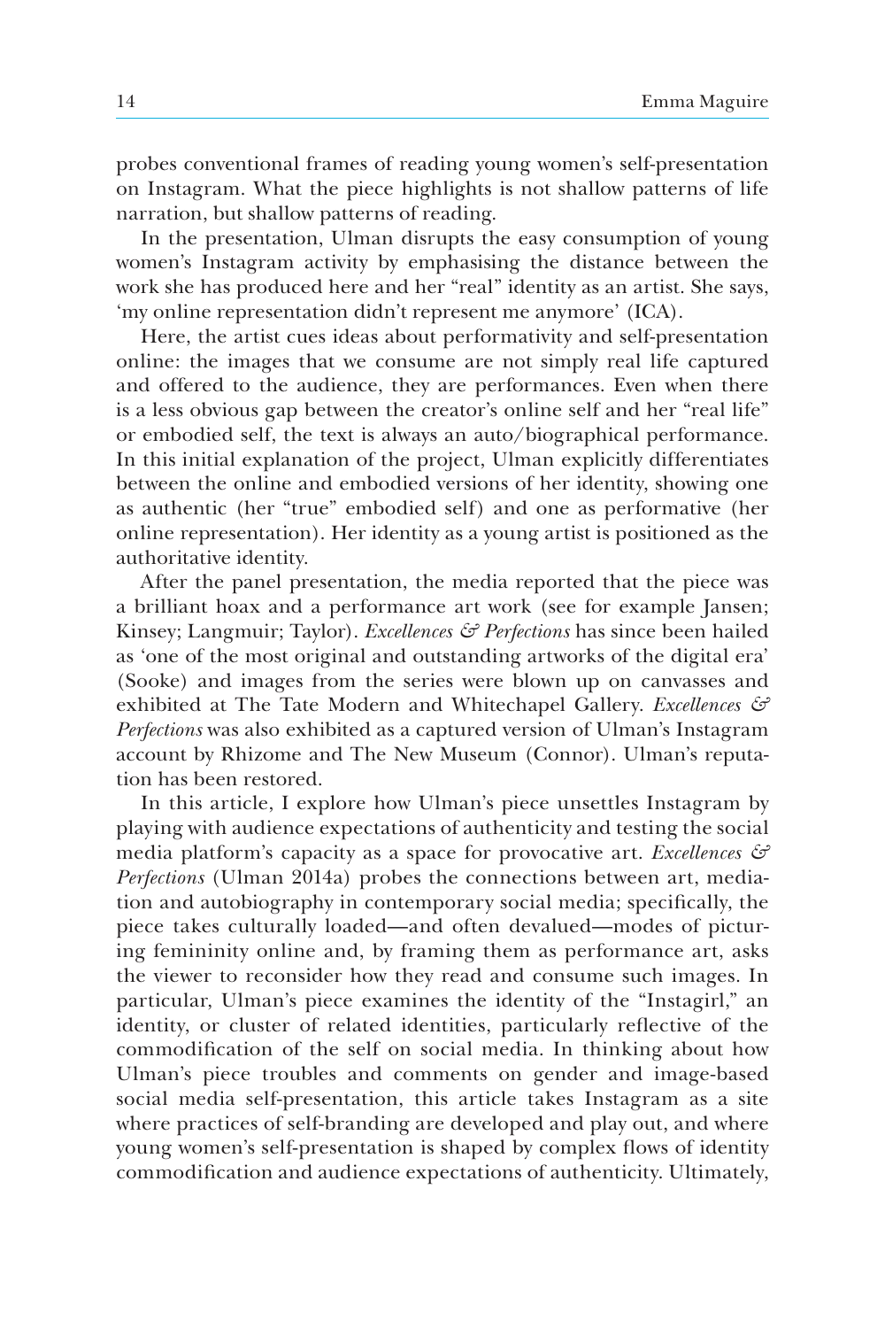probes conventional frames of reading young women's self-presentation on Instagram. What the piece highlights is not shallow patterns of life narration, but shallow patterns of reading.

In the presentation, Ulman disrupts the easy consumption of young women's Instagram activity by emphasising the distance between the work she has produced here and her "real" identity as an artist. She says, 'my online representation didn't represent me anymore' (ICA).

Here, the artist cues ideas about performativity and self-presentation online: the images that we consume are not simply real life captured and offered to the audience, they are performances. Even when there is a less obvious gap between the creator's online self and her "real life" or embodied self, the text is always an auto/biographical performance. In this initial explanation of the project, Ulman explicitly differentiates between the online and embodied versions of her identity, showing one as authentic (her "true" embodied self) and one as performative (her online representation). Her identity as a young artist is positioned as the authoritative identity.

After the panel presentation, the media reported that the piece was a brilliant hoax and a performance art work (see for example Jansen; Kinsey; Langmuir; Taylor). *Excellences & Perfections* has since been hailed as 'one of the most original and outstanding artworks of the digital era' (Sooke) and images from the series were blown up on canvasses and exhibited at The Tate Modern and Whitechapel Gallery. *Excellences & Perfections* was also exhibited as a captured version of Ulman's Instagram account by Rhizome and The New Museum (Connor). Ulman's reputation has been restored.

In this article, I explore how Ulman's piece unsettles Instagram by playing with audience expectations of authenticity and testing the social media platform's capacity as a space for provocative art. *Excellences & Perfections* (Ulman 2014a) probes the connections between art, mediation and autobiography in contemporary social media; specifically, the piece takes culturally loaded—and often devalued—modes of picturing femininity online and, by framing them as performance art, asks the viewer to reconsider how they read and consume such images. In particular, Ulman's piece examines the identity of the "Instagirl," an identity, or cluster of related identities, particularly reflective of the commodification of the self on social media. In thinking about how Ulman's piece troubles and comments on gender and image-based social media self-presentation, this article takes Instagram as a site where practices of self-branding are developed and play out, and where young women's self-presentation is shaped by complex flows of identity commodification and audience expectations of authenticity. Ultimately,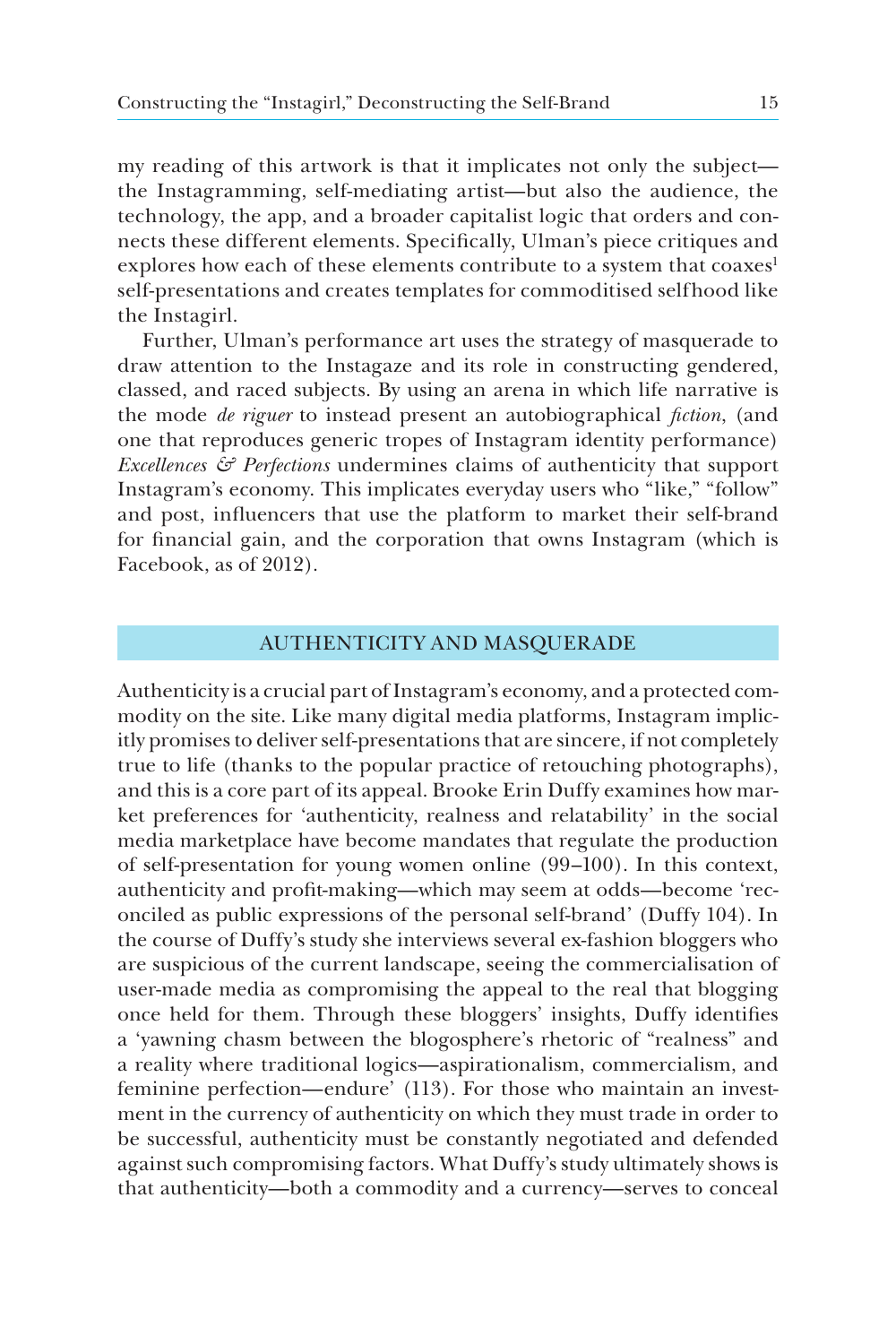my reading of this artwork is that it implicates not only the subject—the Instagramming, self-mediating artist—but also the audience, the technology, the app, and a broader capitalist logic that orders and connects these different elements. Specifically, Ulman's piece critiques and explores how each of these elements contribute to a system that coaxes[1] self-presentations and creates templates for commoditised selfhood like the Instagirl.

Further, Ulman's performance art uses the strategy of masquerade to draw attention to the Instagaze and its role in constructing gendered, classed, and raced subjects. By using an arena in which life narrative is the mode *de riguer* to instead present an autobiographical *fiction*, (and one that reproduces generic tropes of Instagram identity performance) *Excellences & Perfections* undermines claims of authenticity that support Instagram's economy. This implicates everyday users who "like," "follow" and post, influencers that use the platform to market their self-brand for financial gain, and the corporation that owns Instagram (which is Facebook, as of 2012).

## AUTHENTICITY AND MASQUERADE

Authenticity is a crucial part of Instagram's economy, and a protected commodity on the site. Like many digital media platforms, Instagram implicitly promises to deliver self-presentations that are sincere, if not completely true to life (thanks to the popular practice of retouching photographs), and this is a core part of its appeal. Brooke Erin Duffy examines how market preferences for 'authenticity, realness and relatability' in the social media marketplace have become mandates that regulate the production of self-presentation for young women online (99–100). In this context, authenticity and profit-making—which may seem at odds—become 'reconciled as public expressions of the personal self-brand' (Duffy 104). In the course of Duffy's study she interviews several ex-fashion bloggers who are suspicious of the current landscape, seeing the commercialisation of user-made media as compromising the appeal to the real that blogging once held for them. Through these bloggers' insights, Duffy identifies a 'yawning chasm between the blogosphere's rhetoric of "realness" and a reality where traditional logics—aspirationalism, commercialism, and feminine perfection—endure' (113). For those who maintain an investment in the currency of authenticity on which they must trade in order to be successful, authenticity must be constantly negotiated and defended against such compromising factors. What Duffy's study ultimately shows is that authenticity—both a commodity and a currency—serves to conceal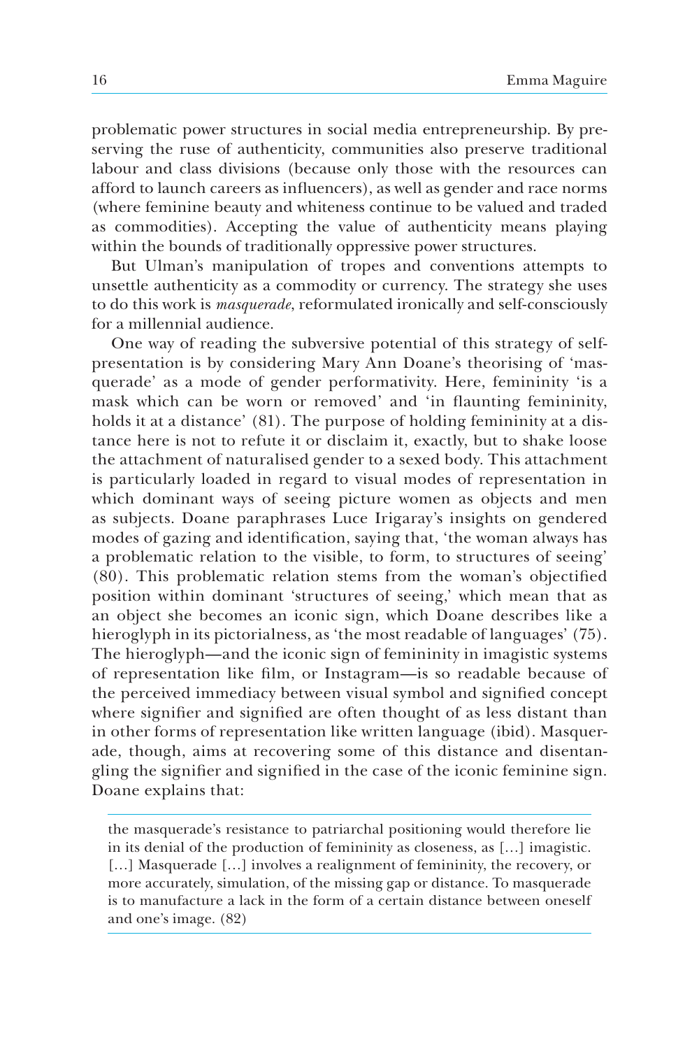problematic power structures in social media entrepreneurship. By preserving the ruse of authenticity, communities also preserve traditional labour and class divisions (because only those with the resources can afford to launch careers as influencers), as well as gender and race norms (where feminine beauty and whiteness continue to be valued and traded as commodities). Accepting the value of authenticity means playing within the bounds of traditionally oppressive power structures.

But Ulman's manipulation of tropes and conventions attempts to unsettle authenticity as a commodity or currency. The strategy she uses to do this work is *masquerade*, reformulated ironically and self-consciously for a millennial audience.

One way of reading the subversive potential of this strategy of self-presentation is by considering Mary Ann Doane's theorising of 'masquerade' as a mode of gender performativity. Here, femininity 'is a mask which can be worn or removed' and 'in flaunting femininity, holds it at a distance' (81). The purpose of holding femininity at a distance here is not to refute it or disclaim it, exactly, but to shake loose the attachment of naturalised gender to a sexed body. This attachment is particularly loaded in regard to visual modes of representation in which dominant ways of seeing picture women as objects and men as subjects. Doane paraphrases Luce Irigaray's insights on gendered modes of gazing and identification, saying that, 'the woman always has a problematic relation to the visible, to form, to structures of seeing' (80). This problematic relation stems from the woman's objectified position within dominant 'structures of seeing,' which mean that as an object she becomes an iconic sign, which Doane describes like a hieroglyph in its pictorialness, as 'the most readable of languages' (75). The hieroglyph—and the iconic sign of femininity in imagistic systems of representation like film, or Instagram—is so readable because of the perceived immediacy between visual symbol and signified concept where signifier and signified are often thought of as less distant than in other forms of representation like written language (ibid). Masquerade, though, aims at recovering some of this distance and disentangling the signifier and signified in the case of the iconic feminine sign. Doane explains that:

> the masquerade's resistance to patriarchal positioning would therefore lie in its denial of the production of femininity as closeness, as […] imagistic. […] Masquerade […] involves a realignment of femininity, the recovery, or more accurately, simulation, of the missing gap or distance. To masquerade is to manufacture a lack in the form of a certain distance between oneself and one's image. (82)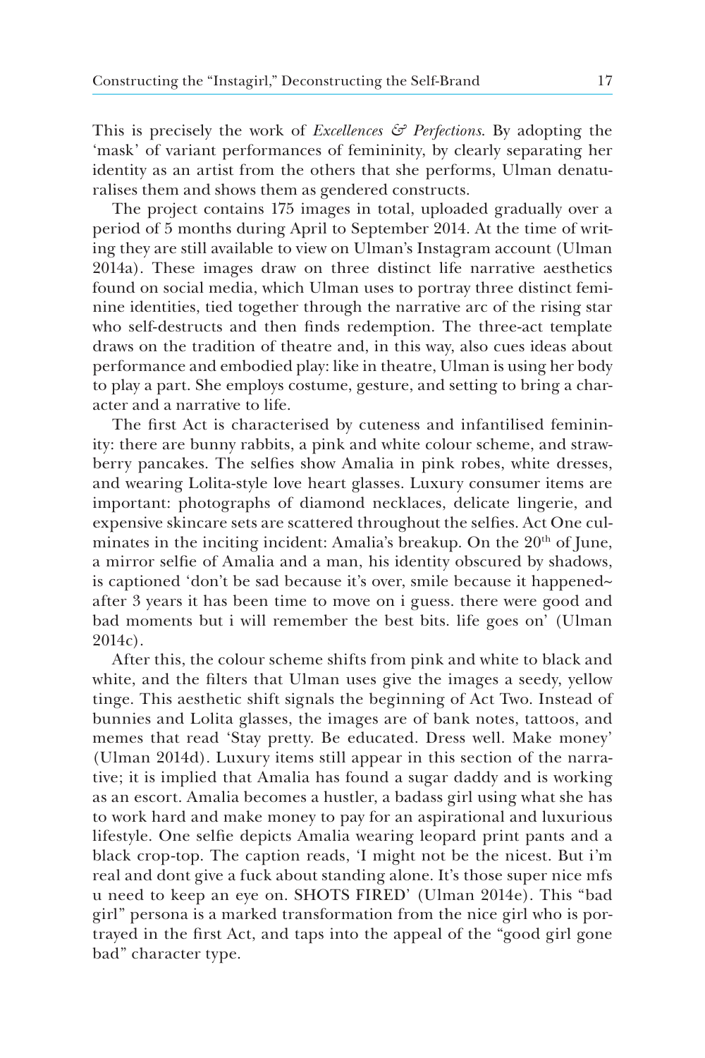This is precisely the work of *Excellences & Perfections*. By adopting the 'mask' of variant performances of femininity, by clearly separating her identity as an artist from the others that she performs, Ulman denaturalises them and shows them as gendered constructs.

The project contains 175 images in total, uploaded gradually over a period of 5 months during April to September 2014. At the time of writing they are still available to view on Ulman's Instagram account (Ulman 2014a). These images draw on three distinct life narrative aesthetics found on social media, which Ulman uses to portray three distinct feminine identities, tied together through the narrative arc of the rising star who self-destructs and then finds redemption. The three-act template draws on the tradition of theatre and, in this way, also cues ideas about performance and embodied play: like in theatre, Ulman is using her body to play a part. She employs costume, gesture, and setting to bring a character and a narrative to life.

The first Act is characterised by cuteness and infantilised femininity: there are bunny rabbits, a pink and white colour scheme, and strawberry pancakes. The selfies show Amalia in pink robes, white dresses, and wearing Lolita-style love heart glasses. Luxury consumer items are important: photographs of diamond necklaces, delicate lingerie, and expensive skincare sets are scattered throughout the selfies. Act One culminates in the inciting incident: Amalia's breakup. On the 20th of June, a mirror selfie of Amalia and a man, his identity obscured by shadows, is captioned 'don't be sad because it's over, smile because it happened~ after 3 years it has been time to move on i guess. there were good and bad moments but i will remember the best bits. life goes on' (Ulman 2014c).

After this, the colour scheme shifts from pink and white to black and white, and the filters that Ulman uses give the images a seedy, yellow tinge. This aesthetic shift signals the beginning of Act Two. Instead of bunnies and Lolita glasses, the images are of bank notes, tattoos, and memes that read 'Stay pretty. Be educated. Dress well. Make money' (Ulman 2014d). Luxury items still appear in this section of the narrative; it is implied that Amalia has found a sugar daddy and is working as an escort. Amalia becomes a hustler, a badass girl using what she has to work hard and make money to pay for an aspirational and luxurious lifestyle. One selfie depicts Amalia wearing leopard print pants and a black crop-top. The caption reads, 'I might not be the nicest. But i'm real and dont give a fuck about standing alone. It's those super nice mfs u need to keep an eye on. SHOTS FIRED' (Ulman 2014e). This "bad girl" persona is a marked transformation from the nice girl who is portrayed in the first Act, and taps into the appeal of the "good girl gone bad" character type.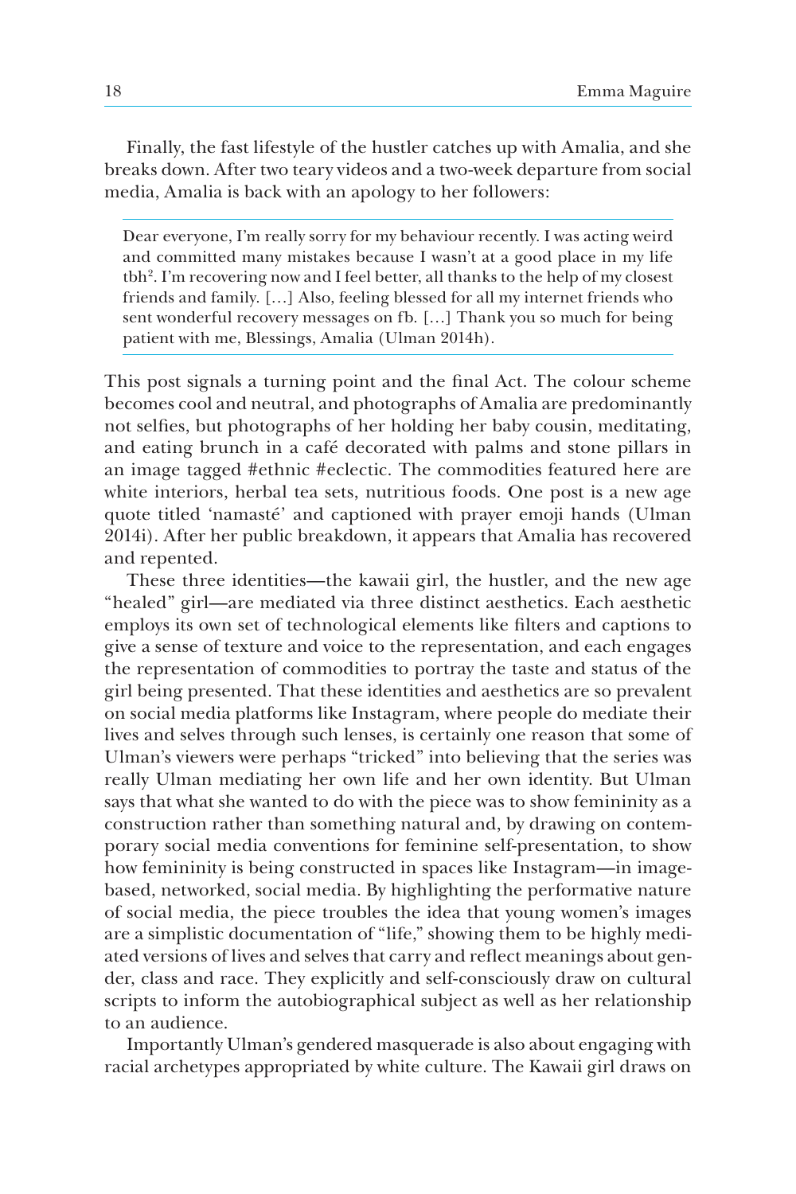Finally, the fast lifestyle of the hustler catches up with Amalia, and she breaks down. After two teary videos and a two-week departure from social media, Amalia is back with an apology to her followers:

> Dear everyone, I'm really sorry for my behaviour recently. I was acting weird and committed many mistakes because I wasn't at a good place in my life tbh[2]. I'm recovering now and I feel better, all thanks to the help of my closest friends and family. […] Also, feeling blessed for all my internet friends who sent wonderful recovery messages on fb. […] Thank you so much for being patient with me, Blessings, Amalia (Ulman 2014h).

This post signals a turning point and the final Act. The colour scheme becomes cool and neutral, and photographs of Amalia are predominantly not selfies, but photographs of her holding her baby cousin, meditating, and eating brunch in a café decorated with palms and stone pillars in an image tagged #ethnic #eclectic. The commodities featured here are white interiors, herbal tea sets, nutritious foods. One post is a new age quote titled 'namasté' and captioned with prayer emoji hands (Ulman 2014i). After her public breakdown, it appears that Amalia has recovered and repented.

These three identities—the kawaii girl, the hustler, and the new age "healed" girl—are mediated via three distinct aesthetics. Each aesthetic employs its own set of technological elements like filters and captions to give a sense of texture and voice to the representation, and each engages the representation of commodities to portray the taste and status of the girl being presented. That these identities and aesthetics are so prevalent on social media platforms like Instagram, where people do mediate their lives and selves through such lenses, is certainly one reason that some of Ulman's viewers were perhaps "tricked" into believing that the series was really Ulman mediating her own life and her own identity. But Ulman says that what she wanted to do with the piece was to show femininity as a construction rather than something natural and, by drawing on contemporary social media conventions for feminine self-presentation, to show how femininity is being constructed in spaces like Instagram—in image-based, networked, social media. By highlighting the performative nature of social media, the piece troubles the idea that young women's images are a simplistic documentation of "life," showing them to be highly mediated versions of lives and selves that carry and reflect meanings about gender, class and race. They explicitly and self-consciously draw on cultural scripts to inform the autobiographical subject as well as her relationship to an audience.

Importantly Ulman's gendered masquerade is also about engaging with racial archetypes appropriated by white culture. The Kawaii girl draws on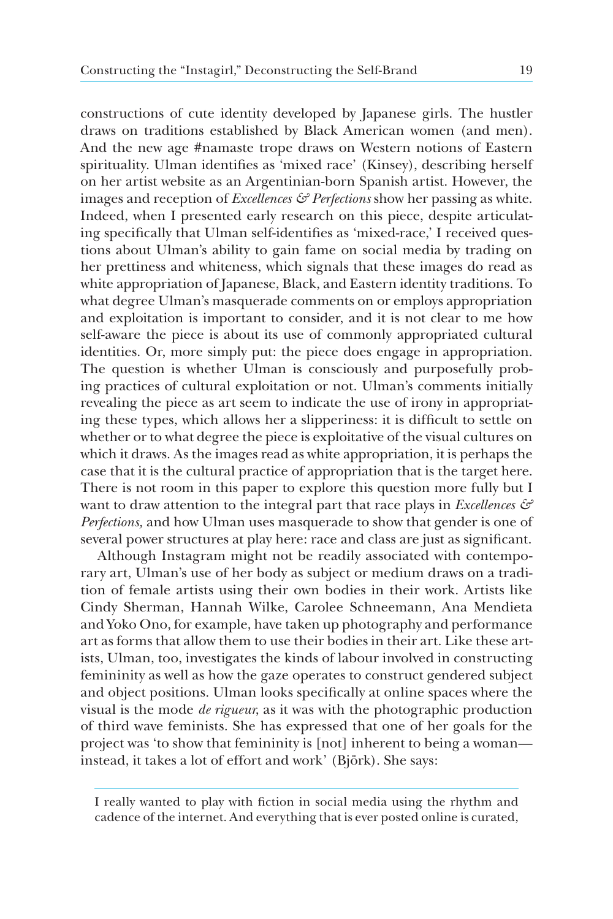constructions of cute identity developed by Japanese girls. The hustler draws on traditions established by Black American women (and men). And the new age #namaste trope draws on Western notions of Eastern spirituality. Ulman identifies as 'mixed race' (Kinsey), describing herself on her artist website as an Argentinian-born Spanish artist. However, the images and reception of *Excellences & Perfections* show her passing as white. Indeed, when I presented early research on this piece, despite articulating specifically that Ulman self-identifies as 'mixed-race,' I received questions about Ulman's ability to gain fame on social media by trading on her prettiness and whiteness, which signals that these images do read as white appropriation of Japanese, Black, and Eastern identity traditions. To what degree Ulman's masquerade comments on or employs appropriation and exploitation is important to consider, and it is not clear to me how self-aware the piece is about its use of commonly appropriated cultural identities. Or, more simply put: the piece does engage in appropriation. The question is whether Ulman is consciously and purposefully probing practices of cultural exploitation or not. Ulman's comments initially revealing the piece as art seem to indicate the use of irony in appropriating these types, which allows her a slipperiness: it is difficult to settle on whether or to what degree the piece is exploitative of the visual cultures on which it draws. As the images read as white appropriation, it is perhaps the case that it is the cultural practice of appropriation that is the target here. There is not room in this paper to explore this question more fully but I want to draw attention to the integral part that race plays in *Excellences & Perfections,* and how Ulman uses masquerade to show that gender is one of several power structures at play here: race and class are just as significant.

Although Instagram might not be readily associated with contemporary art, Ulman's use of her body as subject or medium draws on a tradition of female artists using their own bodies in their work. Artists like Cindy Sherman, Hannah Wilke, Carolee Schneemann, Ana Mendieta and Yoko Ono, for example, have taken up photography and performance art as forms that allow them to use their bodies in their art. Like these artists, Ulman, too, investigates the kinds of labour involved in constructing femininity as well as how the gaze operates to construct gendered subject and object positions. Ulman looks specifically at online spaces where the visual is the mode *de rigueur,* as it was with the photographic production of third wave feminists. She has expressed that one of her goals for the project was 'to show that femininity is [not] inherent to being a woman—instead, it takes a lot of effort and work' (Björk). She says:

> I really wanted to play with fiction in social media using the rhythm and cadence of the internet. And everything that is ever posted online is curated,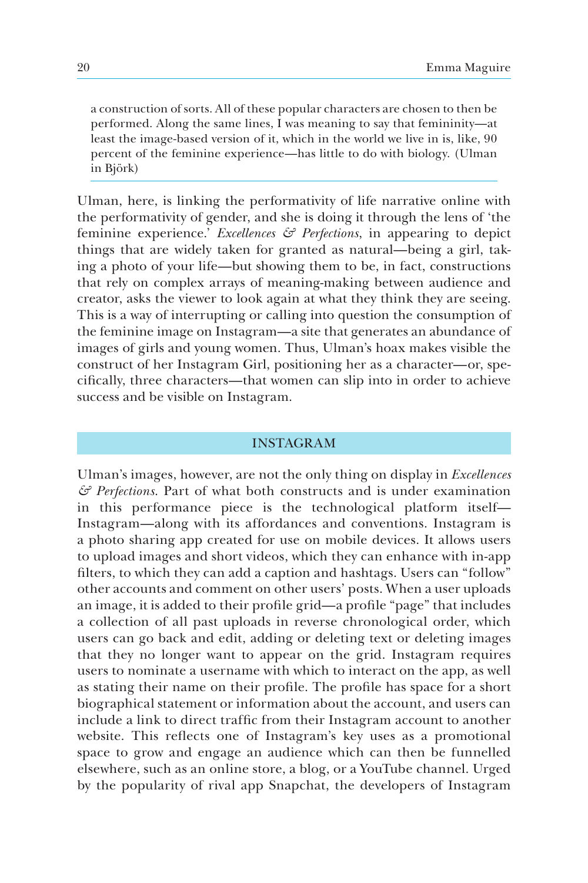> a construction of sorts. All of these popular characters are chosen to then be performed. Along the same lines, I was meaning to say that femininity—at least the image-based version of it, which in the world we live in is, like, 90 percent of the feminine experience—has little to do with biology. (Ulman in Björk)

Ulman, here, is linking the performativity of life narrative online with the performativity of gender, and she is doing it through the lens of 'the feminine experience.' *Excellences & Perfections*, in appearing to depict things that are widely taken for granted as natural—being a girl, taking a photo of your life—but showing them to be, in fact, constructions that rely on complex arrays of meaning-making between audience and creator, asks the viewer to look again at what they think they are seeing. This is a way of interrupting or calling into question the consumption of the feminine image on Instagram—a site that generates an abundance of images of girls and young women. Thus, Ulman's hoax makes visible the construct of her Instagram Girl, positioning her as a character—or, specifically, three characters—that women can slip into in order to achieve success and be visible on Instagram.

## INSTAGRAM

Ulman's images, however, are not the only thing on display in *Excellences & Perfections*. Part of what both constructs and is under examination in this performance piece is the technological platform itself—Instagram—along with its affordances and conventions. Instagram is a photo sharing app created for use on mobile devices. It allows users to upload images and short videos, which they can enhance with in-app filters, to which they can add a caption and hashtags. Users can "follow" other accounts and comment on other users' posts. When a user uploads an image, it is added to their profile grid—a profile "page" that includes a collection of all past uploads in reverse chronological order, which users can go back and edit, adding or deleting text or deleting images that they no longer want to appear on the grid. Instagram requires users to nominate a username with which to interact on the app, as well as stating their name on their profile. The profile has space for a short biographical statement or information about the account, and users can include a link to direct traffic from their Instagram account to another website. This reflects one of Instagram's key uses as a promotional space to grow and engage an audience which can then be funnelled elsewhere, such as an online store, a blog, or a YouTube channel. Urged by the popularity of rival app Snapchat, the developers of Instagram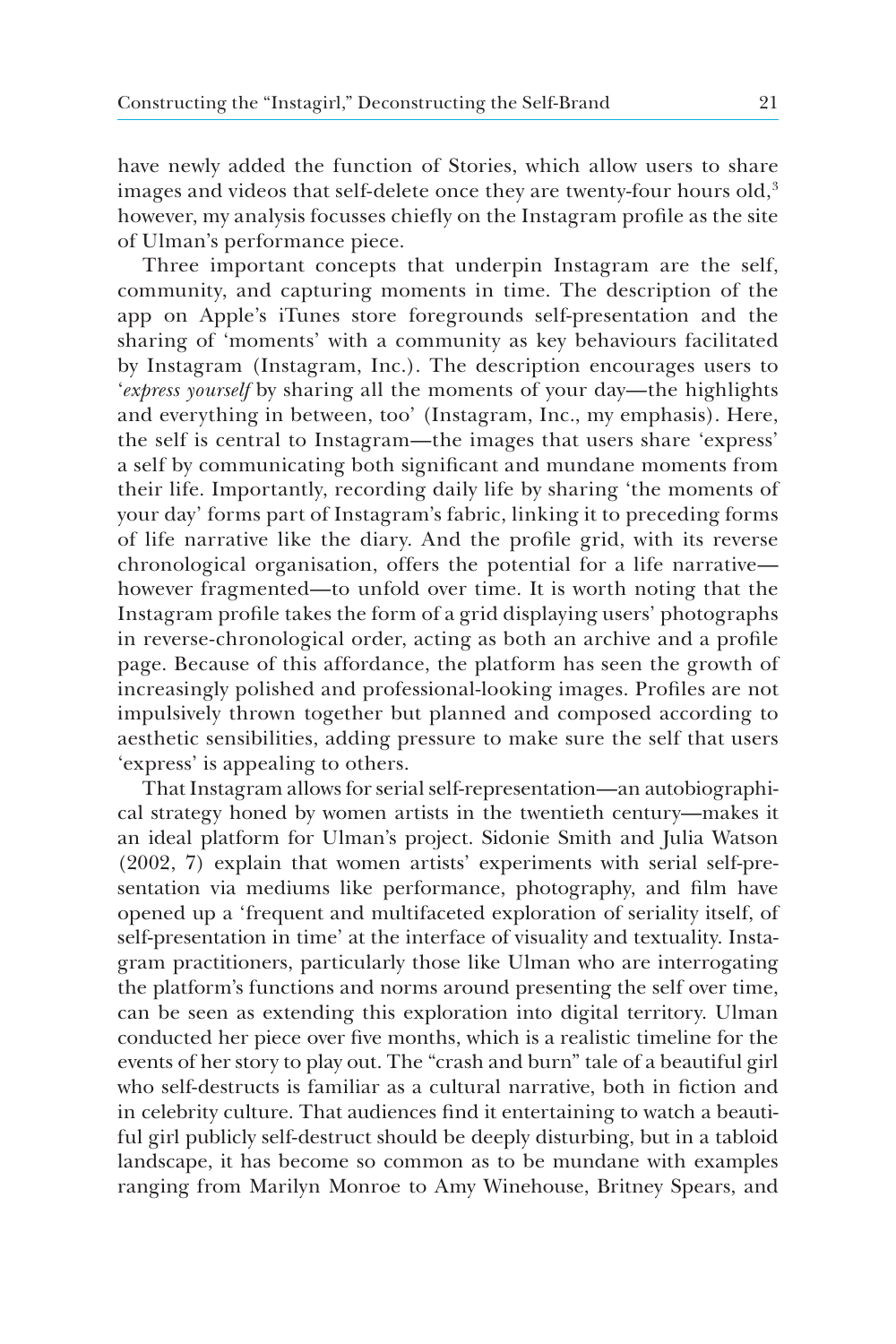have newly added the function of Stories, which allow users to share images and videos that self-delete once they are twenty-four hours old,[3] however, my analysis focusses chiefly on the Instagram profile as the site of Ulman's performance piece.

Three important concepts that underpin Instagram are the self, community, and capturing moments in time. The description of the app on Apple's iTunes store foregrounds self-presentation and the sharing of 'moments' with a community as key behaviours facilitated by Instagram (Instagram, Inc.). The description encourages users to '*express yourself* by sharing all the moments of your day—the highlights and everything in between, too' (Instagram, Inc., my emphasis). Here, the self is central to Instagram—the images that users share 'express' a self by communicating both significant and mundane moments from their life. Importantly, recording daily life by sharing 'the moments of your day' forms part of Instagram's fabric, linking it to preceding forms of life narrative like the diary. And the profile grid, with its reverse chronological organisation, offers the potential for a life narrative—however fragmented—to unfold over time. It is worth noting that the Instagram profile takes the form of a grid displaying users' photographs in reverse-chronological order, acting as both an archive and a profile page. Because of this affordance, the platform has seen the growth of increasingly polished and professional-looking images. Profiles are not impulsively thrown together but planned and composed according to aesthetic sensibilities, adding pressure to make sure the self that users 'express' is appealing to others.

That Instagram allows for serial self-representation—an autobiographical strategy honed by women artists in the twentieth century—makes it an ideal platform for Ulman's project. Sidonie Smith and Julia Watson (2002, 7) explain that women artists' experiments with serial self-presentation via mediums like performance, photography, and film have opened up a 'frequent and multifaceted exploration of seriality itself, of self-presentation in time' at the interface of visuality and textuality. Instagram practitioners, particularly those like Ulman who are interrogating the platform's functions and norms around presenting the self over time, can be seen as extending this exploration into digital territory. Ulman conducted her piece over five months, which is a realistic timeline for the events of her story to play out. The "crash and burn" tale of a beautiful girl who self-destructs is familiar as a cultural narrative, both in fiction and in celebrity culture. That audiences find it entertaining to watch a beautiful girl publicly self-destruct should be deeply disturbing, but in a tabloid landscape, it has become so common as to be mundane with examples ranging from Marilyn Monroe to Amy Winehouse, Britney Spears, and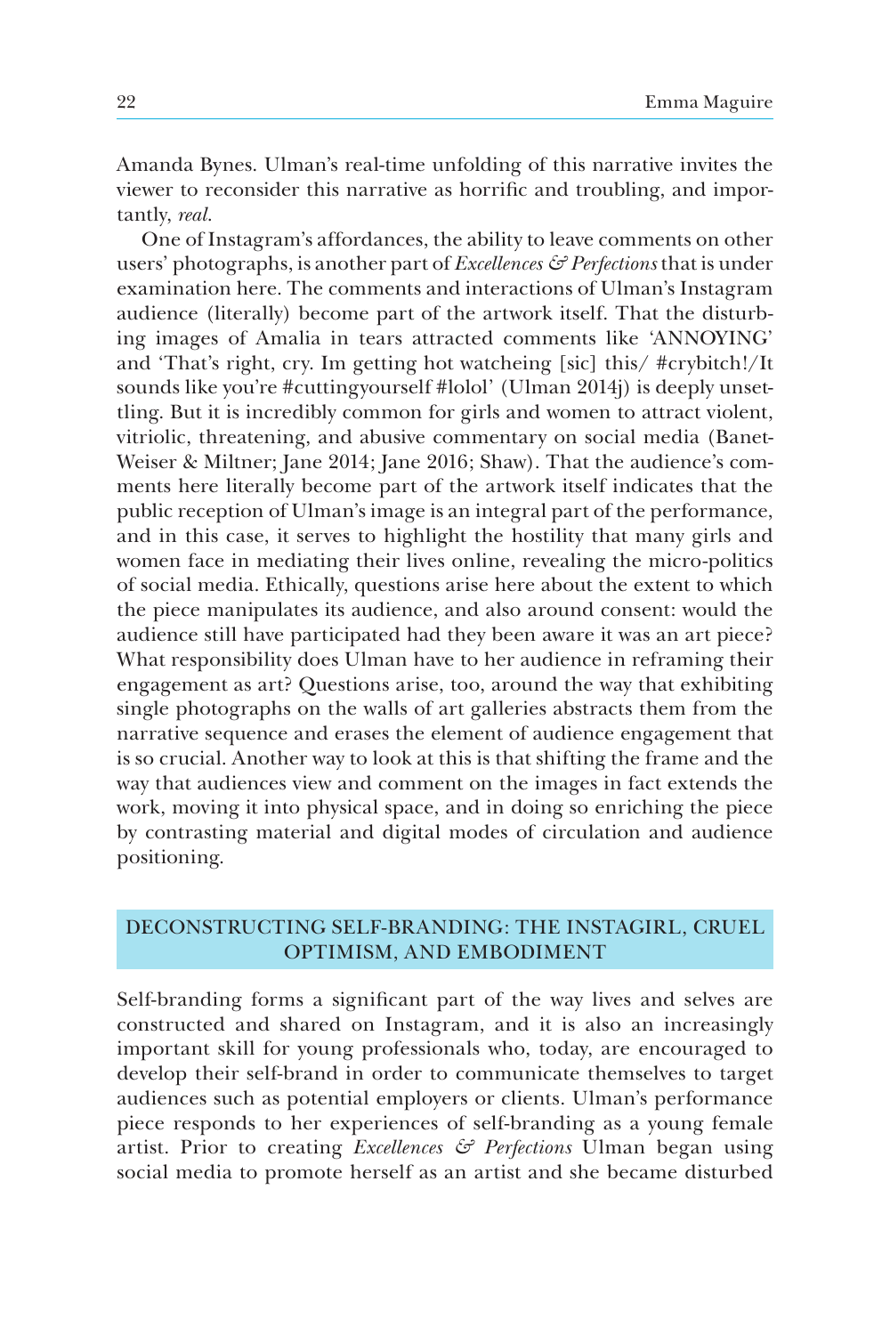Amanda Bynes. Ulman's real-time unfolding of this narrative invites the viewer to reconsider this narrative as horrific and troubling, and importantly, *real*.

One of Instagram's affordances, the ability to leave comments on other users' photographs, is another part of *Excellences & Perfections* that is under examination here. The comments and interactions of Ulman's Instagram audience (literally) become part of the artwork itself. That the disturbing images of Amalia in tears attracted comments like 'ANNOYING' and 'That's right, cry. Im getting hot watcheing [sic] this/ #crybitch!/It sounds like you're #cuttingyourself #lolol' (Ulman 2014j) is deeply unsettling. But it is incredibly common for girls and women to attract violent, vitriolic, threatening, and abusive commentary on social media (Banet-Weiser & Miltner; Jane 2014; Jane 2016; Shaw). That the audience's comments here literally become part of the artwork itself indicates that the public reception of Ulman's image is an integral part of the performance, and in this case, it serves to highlight the hostility that many girls and women face in mediating their lives online, revealing the micro-politics of social media. Ethically, questions arise here about the extent to which the piece manipulates its audience, and also around consent: would the audience still have participated had they been aware it was an art piece? What responsibility does Ulman have to her audience in reframing their engagement as art? Questions arise, too, around the way that exhibiting single photographs on the walls of art galleries abstracts them from the narrative sequence and erases the element of audience engagement that is so crucial. Another way to look at this is that shifting the frame and the way that audiences view and comment on the images in fact extends the work, moving it into physical space, and in doing so enriching the piece by contrasting material and digital modes of circulation and audience positioning.

## DECONSTRUCTING SELF-BRANDING: THE INSTAGIRL, CRUEL OPTIMISM, AND EMBODIMENT

Self-branding forms a significant part of the way lives and selves are constructed and shared on Instagram, and it is also an increasingly important skill for young professionals who, today, are encouraged to develop their self-brand in order to communicate themselves to target audiences such as potential employers or clients. Ulman's performance piece responds to her experiences of self-branding as a young female artist. Prior to creating *Excellences & Perfections* Ulman began using social media to promote herself as an artist and she became disturbed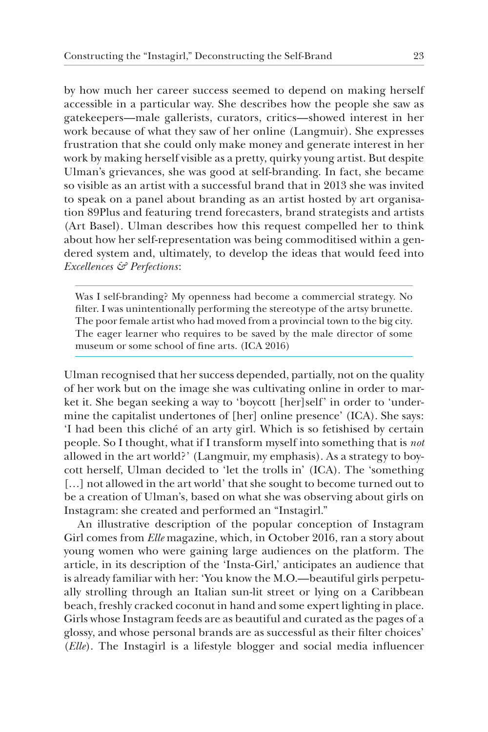by how much her career success seemed to depend on making herself accessible in a particular way. She describes how the people she saw as gatekeepers—male gallerists, curators, critics—showed interest in her work because of what they saw of her online (Langmuir). She expresses frustration that she could only make money and generate interest in her work by making herself visible as a pretty, quirky young artist. But despite Ulman's grievances, she was good at self-branding. In fact, she became so visible as an artist with a successful brand that in 2013 she was invited to speak on a panel about branding as an artist hosted by art organisation 89Plus and featuring trend forecasters, brand strategists and artists (Art Basel). Ulman describes how this request compelled her to think about how her self-representation was being commoditised within a gendered system and, ultimately, to develop the ideas that would feed into *Excellences & Perfections*:

> Was I self-branding? My openness had become a commercial strategy. No filter. I was unintentionally performing the stereotype of the artsy brunette. The poor female artist who had moved from a provincial town to the big city. The eager learner who requires to be saved by the male director of some museum or some school of fine arts. (ICA 2016)

Ulman recognised that her success depended, partially, not on the quality of her work but on the image she was cultivating online in order to market it. She began seeking a way to 'boycott [her]self' in order to 'undermine the capitalist undertones of [her] online presence' (ICA). She says: 'I had been this cliché of an arty girl. Which is so fetishised by certain people. So I thought, what if I transform myself into something that is *not* allowed in the art world?' (Langmuir, my emphasis). As a strategy to boycott herself, Ulman decided to 'let the trolls in' (ICA). The 'something […] not allowed in the art world' that she sought to become turned out to be a creation of Ulman's, based on what she was observing about girls on Instagram: she created and performed an "Instagirl."

An illustrative description of the popular conception of Instagram Girl comes from *Elle* magazine, which, in October 2016, ran a story about young women who were gaining large audiences on the platform. The article, in its description of the 'Insta-Girl,' anticipates an audience that is already familiar with her: 'You know the M.O.—beautiful girls perpetually strolling through an Italian sun-lit street or lying on a Caribbean beach, freshly cracked coconut in hand and some expert lighting in place. Girls whose Instagram feeds are as beautiful and curated as the pages of a glossy, and whose personal brands are as successful as their filter choices' (*Elle*). The Instagirl is a lifestyle blogger and social media influencer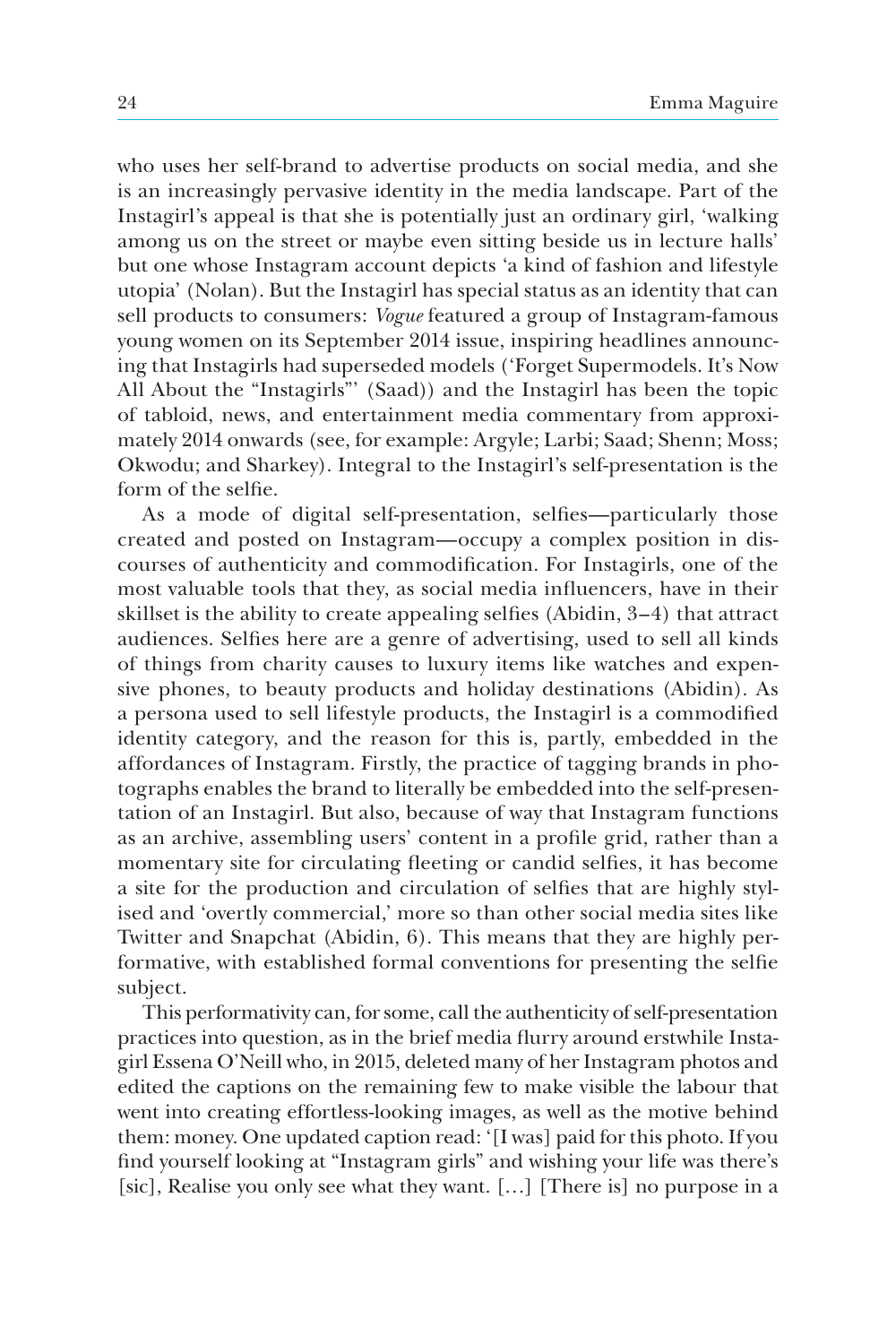who uses her self-brand to advertise products on social media, and she is an increasingly pervasive identity in the media landscape. Part of the Instagirl's appeal is that she is potentially just an ordinary girl, 'walking among us on the street or maybe even sitting beside us in lecture halls' but one whose Instagram account depicts 'a kind of fashion and lifestyle utopia' (Nolan). But the Instagirl has special status as an identity that can sell products to consumers: *Vogue* featured a group of Instagram-famous young women on its September 2014 issue, inspiring headlines announcing that Instagirls had superseded models ('Forget Supermodels. It's Now All About the "Instagirls"' (Saad)) and the Instagirl has been the topic of tabloid, news, and entertainment media commentary from approximately 2014 onwards (see, for example: Argyle; Larbi; Saad; Shenn; Moss; Okwodu; and Sharkey). Integral to the Instagirl's self-presentation is the form of the selfie.

As a mode of digital self-presentation, selfies—particularly those created and posted on Instagram—occupy a complex position in discourses of authenticity and commodification. For Instagirls, one of the most valuable tools that they, as social media influencers, have in their skillset is the ability to create appealing selfies (Abidin, 3–4) that attract audiences. Selfies here are a genre of advertising, used to sell all kinds of things from charity causes to luxury items like watches and expensive phones, to beauty products and holiday destinations (Abidin). As a persona used to sell lifestyle products, the Instagirl is a commodified identity category, and the reason for this is, partly, embedded in the affordances of Instagram. Firstly, the practice of tagging brands in photographs enables the brand to literally be embedded into the self-presentation of an Instagirl. But also, because of way that Instagram functions as an archive, assembling users' content in a profile grid, rather than a momentary site for circulating fleeting or candid selfies, it has become a site for the production and circulation of selfies that are highly stylised and 'overtly commercial,' more so than other social media sites like Twitter and Snapchat (Abidin, 6). This means that they are highly performative, with established formal conventions for presenting the selfie subject.

This performativity can, for some, call the authenticity of self-presentation practices into question, as in the brief media flurry around erstwhile Instagirl Essena O'Neill who, in 2015, deleted many of her Instagram photos and edited the captions on the remaining few to make visible the labour that went into creating effortless-looking images, as well as the motive behind them: money. One updated caption read: '[I was] paid for this photo. If you find yourself looking at "Instagram girls" and wishing your life was there's [sic], Realise you only see what they want. […] [There is] no purpose in a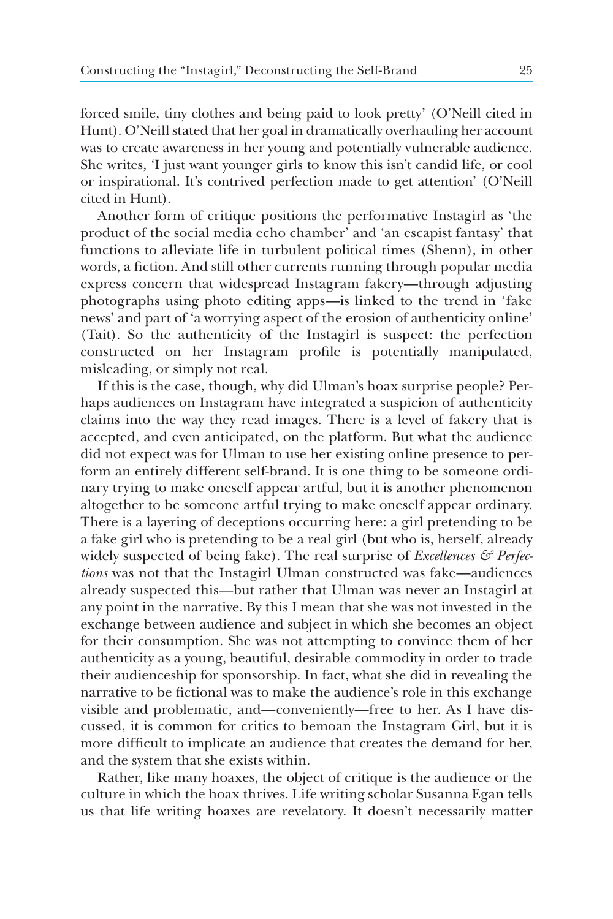forced smile, tiny clothes and being paid to look pretty' (O'Neill cited in Hunt). O'Neill stated that her goal in dramatically overhauling her account was to create awareness in her young and potentially vulnerable audience. She writes, 'I just want younger girls to know this isn't candid life, or cool or inspirational. It's contrived perfection made to get attention' (O'Neill cited in Hunt).

Another form of critique positions the performative Instagirl as 'the product of the social media echo chamber' and 'an escapist fantasy' that functions to alleviate life in turbulent political times (Shenn), in other words, a fiction. And still other currents running through popular media express concern that widespread Instagram fakery—through adjusting photographs using photo editing apps—is linked to the trend in 'fake news' and part of 'a worrying aspect of the erosion of authenticity online' (Tait). So the authenticity of the Instagirl is suspect: the perfection constructed on her Instagram profile is potentially manipulated, misleading, or simply not real.

If this is the case, though, why did Ulman's hoax surprise people? Perhaps audiences on Instagram have integrated a suspicion of authenticity claims into the way they read images. There is a level of fakery that is accepted, and even anticipated, on the platform. But what the audience did not expect was for Ulman to use her existing online presence to perform an entirely different self-brand. It is one thing to be someone ordinary trying to make oneself appear artful, but it is another phenomenon altogether to be someone artful trying to make oneself appear ordinary. There is a layering of deceptions occurring here: a girl pretending to be a fake girl who is pretending to be a real girl (but who is, herself, already widely suspected of being fake). The real surprise of *Excellences & Perfections* was not that the Instagirl Ulman constructed was fake—audiences already suspected this—but rather that Ulman was never an Instagirl at any point in the narrative. By this I mean that she was not invested in the exchange between audience and subject in which she becomes an object for their consumption. She was not attempting to convince them of her authenticity as a young, beautiful, desirable commodity in order to trade their audienceship for sponsorship. In fact, what she did in revealing the narrative to be fictional was to make the audience's role in this exchange visible and problematic, and—conveniently—free to her. As I have discussed, it is common for critics to bemoan the Instagram Girl, but it is more difficult to implicate an audience that creates the demand for her, and the system that she exists within.

Rather, like many hoaxes, the object of critique is the audience or the culture in which the hoax thrives. Life writing scholar Susanna Egan tells us that life writing hoaxes are revelatory. It doesn't necessarily matter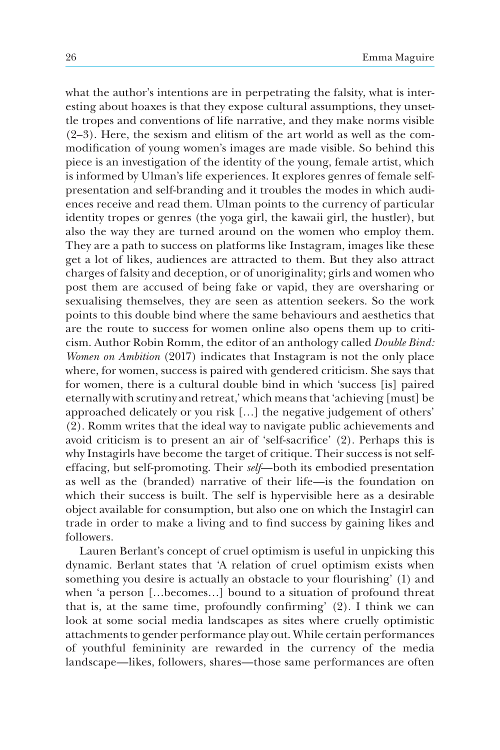what the author's intentions are in perpetrating the falsity, what is interesting about hoaxes is that they expose cultural assumptions, they unsettle tropes and conventions of life narrative, and they make norms visible (2–3). Here, the sexism and elitism of the art world as well as the commodification of young women's images are made visible. So behind this piece is an investigation of the identity of the young, female artist, which is informed by Ulman's life experiences. It explores genres of female self-presentation and self-branding and it troubles the modes in which audiences receive and read them. Ulman points to the currency of particular identity tropes or genres (the yoga girl, the kawaii girl, the hustler), but also the way they are turned around on the women who employ them. They are a path to success on platforms like Instagram, images like these get a lot of likes, audiences are attracted to them. But they also attract charges of falsity and deception, or of unoriginality; girls and women who post them are accused of being fake or vapid, they are oversharing or sexualising themselves, they are seen as attention seekers. So the work points to this double bind where the same behaviours and aesthetics that are the route to success for women online also opens them up to criticism. Author Robin Romm, the editor of an anthology called *Double Bind: Women on Ambition* (2017) indicates that Instagram is not the only place where, for women, success is paired with gendered criticism. She says that for women, there is a cultural double bind in which 'success [is] paired eternally with scrutiny and retreat,' which means that 'achieving [must] be approached delicately or you risk […] the negative judgement of others' (2). Romm writes that the ideal way to navigate public achievements and avoid criticism is to present an air of 'self-sacrifice' (2). Perhaps this is why Instagirls have become the target of critique. Their success is not self-effacing, but self-promoting. Their *self*—both its embodied presentation as well as the (branded) narrative of their life—is the foundation on which their success is built. The self is hypervisible here as a desirable object available for consumption, but also one on which the Instagirl can trade in order to make a living and to find success by gaining likes and followers.

Lauren Berlant's concept of cruel optimism is useful in unpicking this dynamic. Berlant states that 'A relation of cruel optimism exists when something you desire is actually an obstacle to your flourishing' (1) and when 'a person […becomes…] bound to a situation of profound threat that is, at the same time, profoundly confirming' (2). I think we can look at some social media landscapes as sites where cruelly optimistic attachments to gender performance play out. While certain performances of youthful femininity are rewarded in the currency of the media landscape—likes, followers, shares—those same performances are often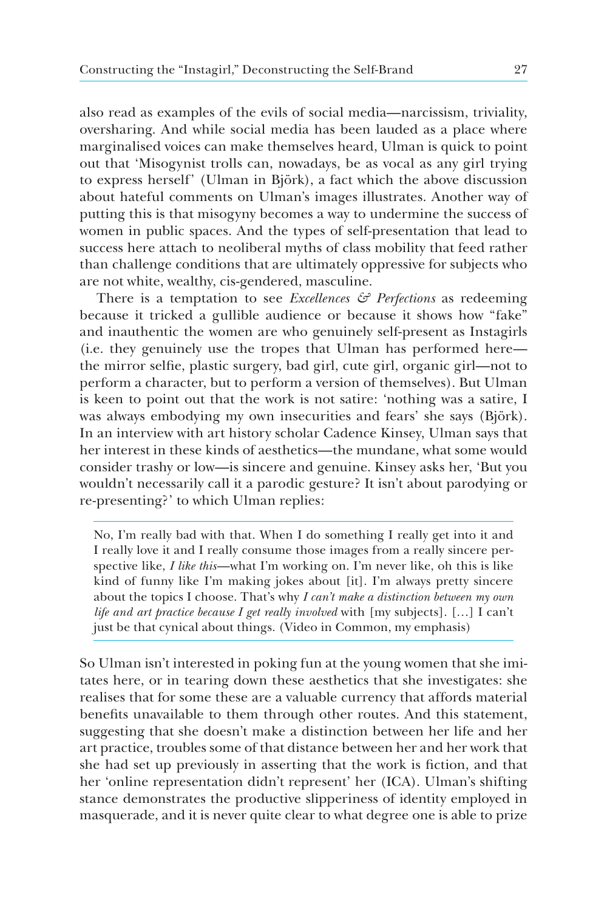also read as examples of the evils of social media—narcissism, triviality, oversharing. And while social media has been lauded as a place where marginalised voices can make themselves heard, Ulman is quick to point out that 'Misogynist trolls can, nowadays, be as vocal as any girl trying to express herself' (Ulman in Björk), a fact which the above discussion about hateful comments on Ulman's images illustrates. Another way of putting this is that misogyny becomes a way to undermine the success of women in public spaces. And the types of self-presentation that lead to success here attach to neoliberal myths of class mobility that feed rather than challenge conditions that are ultimately oppressive for subjects who are not white, wealthy, cis-gendered, masculine.

There is a temptation to see *Excellences & Perfections* as redeeming because it tricked a gullible audience or because it shows how "fake" and inauthentic the women are who genuinely self-present as Instagirls (i.e. they genuinely use the tropes that Ulman has performed here—the mirror selfie, plastic surgery, bad girl, cute girl, organic girl—not to perform a character, but to perform a version of themselves). But Ulman is keen to point out that the work is not satire: 'nothing was a satire, I was always embodying my own insecurities and fears' she says (Björk). In an interview with art history scholar Cadence Kinsey, Ulman says that her interest in these kinds of aesthetics—the mundane, what some would consider trashy or low—is sincere and genuine. Kinsey asks her, 'But you wouldn't necessarily call it a parodic gesture? It isn't about parodying or re-presenting?' to which Ulman replies:

> No, I'm really bad with that. When I do something I really get into it and I really love it and I really consume those images from a really sincere perspective like, *I like this*—what I'm working on. I'm never like, oh this is like kind of funny like I'm making jokes about [it]. I'm always pretty sincere about the topics I choose. That's why *I can't make a distinction between my own life and art practice because I get really involved* with [my subjects]. […] I can't just be that cynical about things. (Video in Common, my emphasis)

So Ulman isn't interested in poking fun at the young women that she imitates here, or in tearing down these aesthetics that she investigates: she realises that for some these are a valuable currency that affords material benefits unavailable to them through other routes. And this statement, suggesting that she doesn't make a distinction between her life and her art practice, troubles some of that distance between her and her work that she had set up previously in asserting that the work is fiction, and that her 'online representation didn't represent' her (ICA). Ulman's shifting stance demonstrates the productive slipperiness of identity employed in masquerade, and it is never quite clear to what degree one is able to prize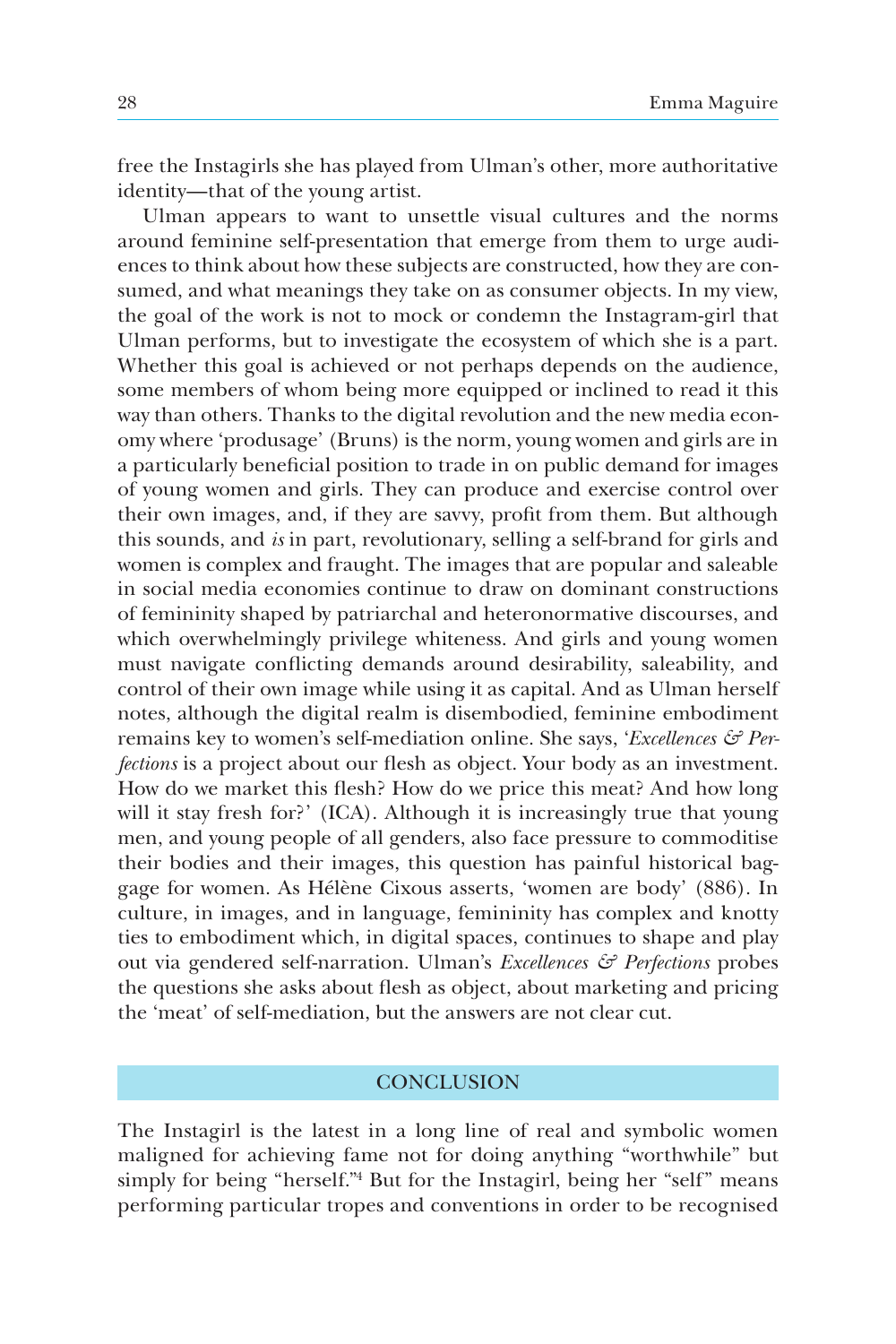free the Instagirls she has played from Ulman's other, more authoritative identity—that of the young artist.

Ulman appears to want to unsettle visual cultures and the norms around feminine self-presentation that emerge from them to urge audiences to think about how these subjects are constructed, how they are consumed, and what meanings they take on as consumer objects. In my view, the goal of the work is not to mock or condemn the Instagram-girl that Ulman performs, but to investigate the ecosystem of which she is a part. Whether this goal is achieved or not perhaps depends on the audience, some members of whom being more equipped or inclined to read it this way than others. Thanks to the digital revolution and the new media economy where 'produsage' (Bruns) is the norm, young women and girls are in a particularly beneficial position to trade in on public demand for images of young women and girls. They can produce and exercise control over their own images, and, if they are savvy, profit from them. But although this sounds, and *is* in part, revolutionary, selling a self-brand for girls and women is complex and fraught. The images that are popular and saleable in social media economies continue to draw on dominant constructions of femininity shaped by patriarchal and heteronormative discourses, and which overwhelmingly privilege whiteness. And girls and young women must navigate conflicting demands around desirability, saleability, and control of their own image while using it as capital. And as Ulman herself notes, although the digital realm is disembodied, feminine embodiment remains key to women's self-mediation online. She says, '*Excellences & Perfections* is a project about our flesh as object. Your body as an investment. How do we market this flesh? How do we price this meat? And how long will it stay fresh for?' (ICA). Although it is increasingly true that young men, and young people of all genders, also face pressure to commoditise their bodies and their images, this question has painful historical baggage for women. As Hélène Cixous asserts, 'women are body' (886). In culture, in images, and in language, femininity has complex and knotty ties to embodiment which, in digital spaces, continues to shape and play out via gendered self-narration. Ulman's *Excellences & Perfections* probes the questions she asks about flesh as object, about marketing and pricing the 'meat' of self-mediation, but the answers are not clear cut.

## CONCLUSION

The Instagirl is the latest in a long line of real and symbolic women maligned for achieving fame not for doing anything "worthwhile" but simply for being "herself."[4] But for the Instagirl, being her "self" means performing particular tropes and conventions in order to be recognised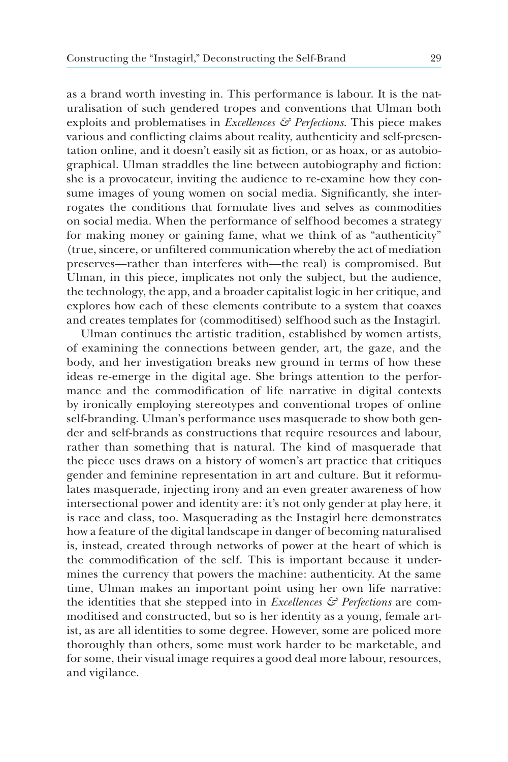as a brand worth investing in. This performance is labour. It is the naturalisation of such gendered tropes and conventions that Ulman both exploits and problematises in *Excellences & Perfections*. This piece makes various and conflicting claims about reality, authenticity and self-presentation online, and it doesn't easily sit as fiction, or as hoax, or as autobiographical. Ulman straddles the line between autobiography and fiction: she is a provocateur, inviting the audience to re-examine how they consume images of young women on social media. Significantly, she interrogates the conditions that formulate lives and selves as commodities on social media. When the performance of selfhood becomes a strategy for making money or gaining fame, what we think of as "authenticity" (true, sincere, or unfiltered communication whereby the act of mediation preserves—rather than interferes with—the real) is compromised. But Ulman, in this piece, implicates not only the subject, but the audience, the technology, the app, and a broader capitalist logic in her critique, and explores how each of these elements contribute to a system that coaxes and creates templates for (commoditised) selfhood such as the Instagirl.

Ulman continues the artistic tradition, established by women artists, of examining the connections between gender, art, the gaze, and the body, and her investigation breaks new ground in terms of how these ideas re-emerge in the digital age. She brings attention to the performance and the commodification of life narrative in digital contexts by ironically employing stereotypes and conventional tropes of online self-branding. Ulman's performance uses masquerade to show both gender and self-brands as constructions that require resources and labour, rather than something that is natural. The kind of masquerade that the piece uses draws on a history of women's art practice that critiques gender and feminine representation in art and culture. But it reformulates masquerade, injecting irony and an even greater awareness of how intersectional power and identity are: it's not only gender at play here, it is race and class, too. Masquerading as the Instagirl here demonstrates how a feature of the digital landscape in danger of becoming naturalised is, instead, created through networks of power at the heart of which is the commodification of the self. This is important because it undermines the currency that powers the machine: authenticity. At the same time, Ulman makes an important point using her own life narrative: the identities that she stepped into in *Excellences & Perfections* are commoditised and constructed, but so is her identity as a young, female artist, as are all identities to some degree. However, some are policed more thoroughly than others, some must work harder to be marketable, and for some, their visual image requires a good deal more labour, resources, and vigilance.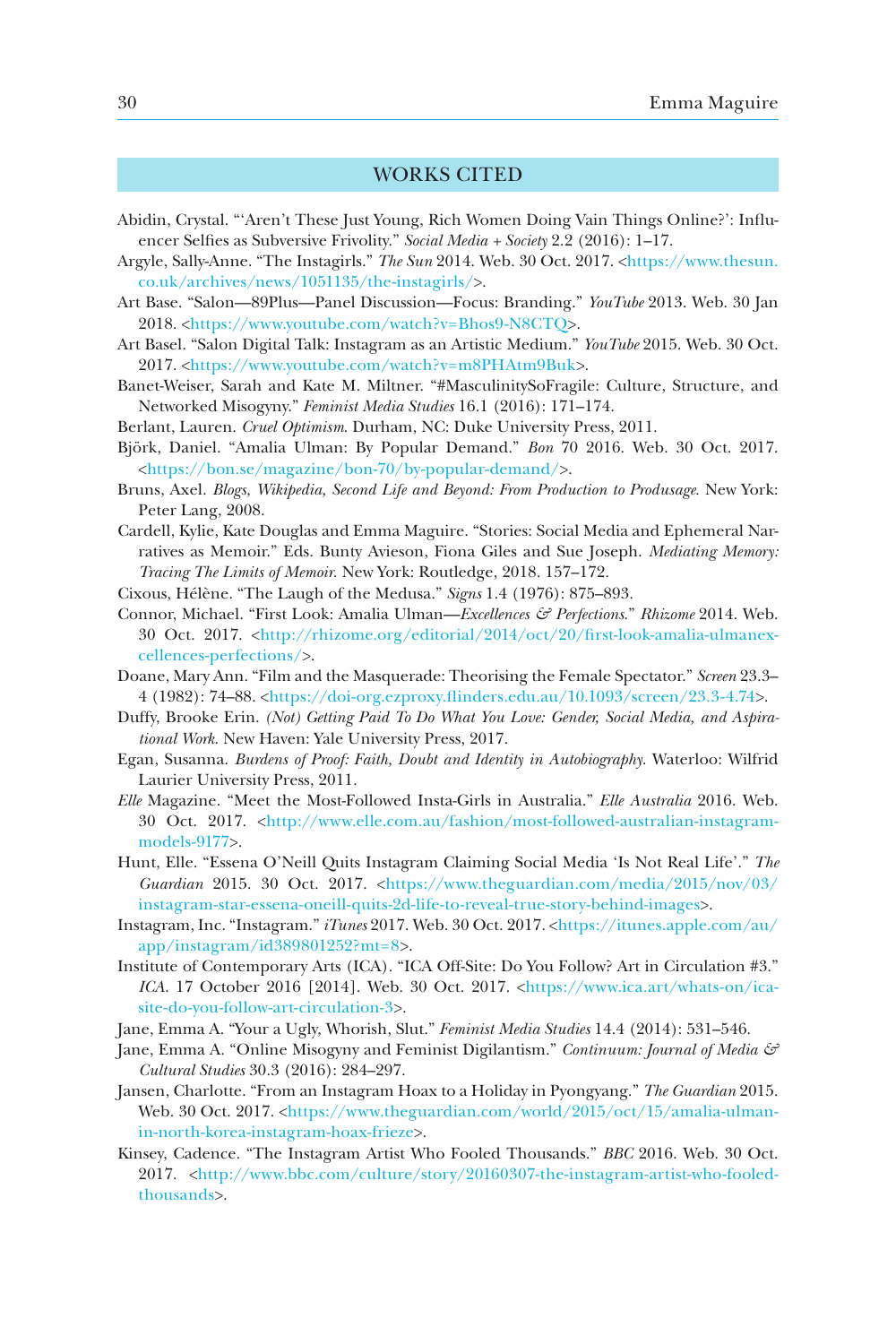## WORKS CITED

Abidin, Crystal. "'Aren't These Just Young, Rich Women Doing Vain Things Online?': Influencer Selfies as Subversive Frivolity." *Social Media + Society* 2.2 (2016): 1–17.

Argyle, Sally-Anne. "The Instagirls." *The Sun* 2014. Web. 30 Oct. 2017. <https://www.thesun.co.uk/archives/news/1051135/the-instagirls/>.

Art Base. "Salon—89Plus—Panel Discussion—Focus: Branding." *YouTube* 2013. Web. 30 Jan 2018. <https://www.youtube.com/watch?v=Bhos9-N8CTQ>.

Art Basel. "Salon Digital Talk: Instagram as an Artistic Medium." *YouTube* 2015. Web. 30 Oct. 2017. <https://www.youtube.com/watch?v=m8PHAtm9Buk>.

Banet-Weiser, Sarah and Kate M. Miltner. "#MasculinitySoFragile: Culture, Structure, and Networked Misogyny." *Feminist Media Studies* 16.1 (2016): 171–174.

Berlant, Lauren. *Cruel Optimism*. Durham, NC: Duke University Press, 2011.

Björk, Daniel. "Amalia Ulman: By Popular Demand." *Bon* 70 2016. Web. 30 Oct. 2017. <https://bon.se/magazine/bon-70/by-popular-demand/>.

Bruns, Axel. *Blogs, Wikipedia, Second Life and Beyond: From Production to Produsage*. New York: Peter Lang, 2008.

Cardell, Kylie, Kate Douglas and Emma Maguire. "Stories: Social Media and Ephemeral Narratives as Memoir." Eds. Bunty Avieson, Fiona Giles and Sue Joseph. *Mediating Memory: Tracing The Limits of Memoir*. New York: Routledge, 2018. 157–172.

Cixous, Hélène. "The Laugh of the Medusa." *Signs* 1.4 (1976): 875–893.

Connor, Michael. "First Look: Amalia Ulman—*Excellences & Perfections*." *Rhizome* 2014. Web. 30 Oct. 2017. <http://rhizome.org/editorial/2014/oct/20/first-look-amalia-ulmanexcellences-perfections/>.

Doane, Mary Ann. "Film and the Masquerade: Theorising the Female Spectator." *Screen* 23.3–4 (1982): 74–88. <https://doi-org.ezproxy.flinders.edu.au/10.1093/screen/23.3-4.74>.

Duffy, Brooke Erin. *(Not) Getting Paid To Do What You Love: Gender, Social Media, and Aspirational Work*. New Haven: Yale University Press, 2017.

Egan, Susanna. *Burdens of Proof: Faith, Doubt and Identity in Autobiography*. Waterloo: Wilfrid Laurier University Press, 2011.

*Elle* Magazine. "Meet the Most-Followed Insta-Girls in Australia." *Elle Australia* 2016. Web. 30 Oct. 2017. <http://www.elle.com.au/fashion/most-followed-australian-instagram-models-9177>.

Hunt, Elle. "Essena O'Neill Quits Instagram Claiming Social Media 'Is Not Real Life'." *The Guardian* 2015. 30 Oct. 2017. <https://www.theguardian.com/media/2015/nov/03/instagram-star-essena-oneill-quits-2d-life-to-reveal-true-story-behind-images>.

Instagram, Inc. "Instagram." *iTunes* 2017. Web. 30 Oct. 2017. <https://itunes.apple.com/au/app/instagram/id389801252?mt=8>.

Institute of Contemporary Arts (ICA). "ICA Off-Site: Do You Follow? Art in Circulation #3." *ICA*. 17 October 2016 [2014]. Web. 30 Oct. 2017. <https://www.ica.art/whats-on/ica-site-do-you-follow-art-circulation-3>.

Jane, Emma A. "Your a Ugly, Whorish, Slut." *Feminist Media Studies* 14.4 (2014): 531–546.

Jane, Emma A. "Online Misogyny and Feminist Digilantism." *Continuum: Journal of Media & Cultural Studies* 30.3 (2016): 284–297.

Jansen, Charlotte. "From an Instagram Hoax to a Holiday in Pyongyang." *The Guardian* 2015. Web. 30 Oct. 2017. <https://www.theguardian.com/world/2015/oct/15/amalia-ulman-in-north-korea-instagram-hoax-frieze>.

Kinsey, Cadence. "The Instagram Artist Who Fooled Thousands." *BBC* 2016. Web. 30 Oct. 2017. <http://www.bbc.com/culture/story/20160307-the-instagram-artist-who-fooled-thousands>.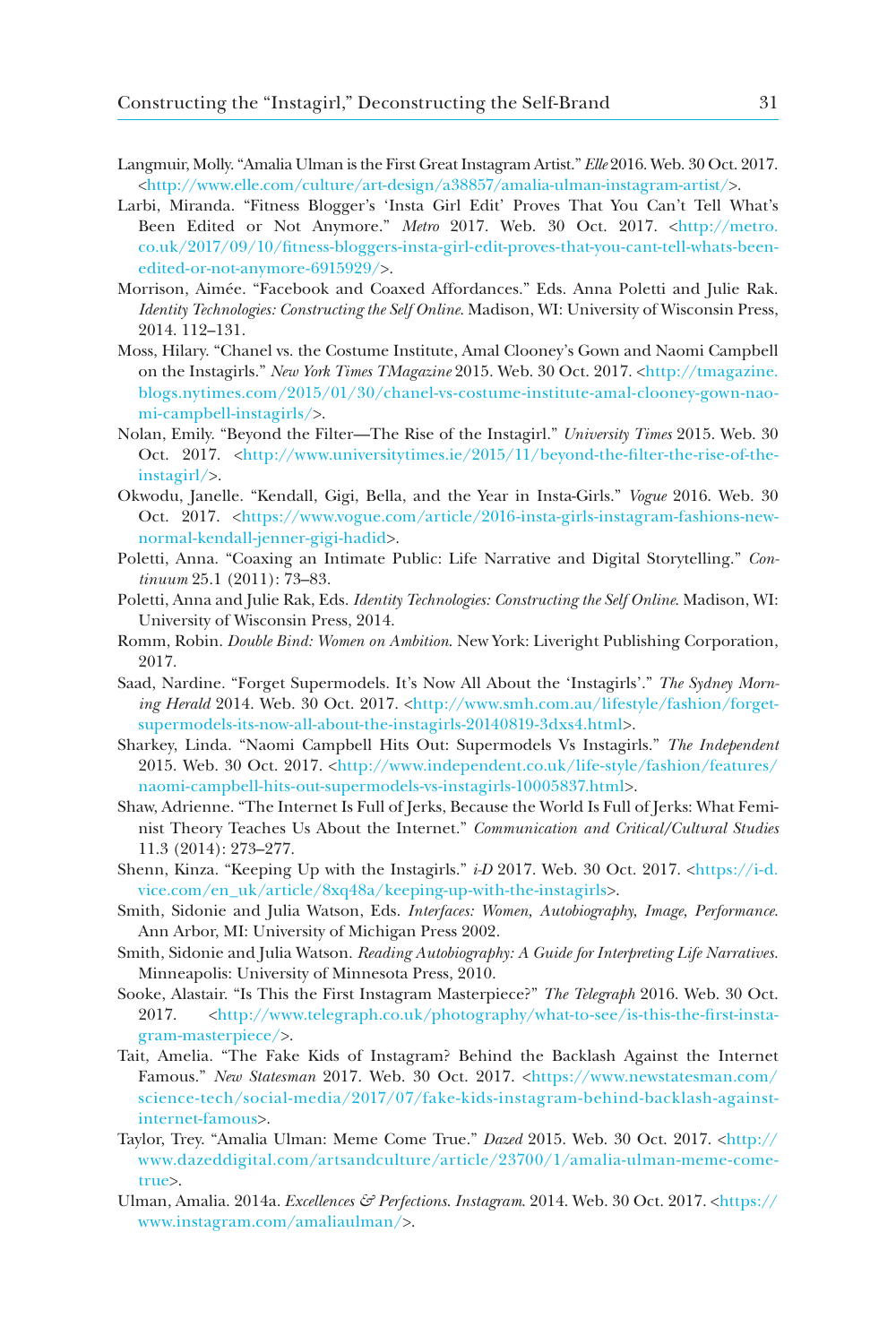Langmuir, Molly. "Amalia Ulman is the First Great Instagram Artist." *Elle* 2016. Web. 30 Oct. 2017. <http://www.elle.com/culture/art-design/a38857/amalia-ulman-instagram-artist/>.

Larbi, Miranda. "Fitness Blogger's 'Insta Girl Edit' Proves That You Can't Tell What's Been Edited or Not Anymore." *Metro* 2017. Web. 30 Oct. 2017. <http://metro.co.uk/2017/09/10/fitness-bloggers-insta-girl-edit-proves-that-you-cant-tell-whats-been-edited-or-not-anymore-6915929/>.

Morrison, Aimée. "Facebook and Coaxed Affordances." Eds. Anna Poletti and Julie Rak. *Identity Technologies: Constructing the Self Online*. Madison, WI: University of Wisconsin Press, 2014. 112–131.

Moss, Hilary. "Chanel vs. the Costume Institute, Amal Clooney's Gown and Naomi Campbell on the Instagirls." *New York Times TMagazine* 2015. Web. 30 Oct. 2017. <http://tmagazine.blogs.nytimes.com/2015/01/30/chanel-vs-costume-institute-amal-clooney-gown-naomi-campbell-instagirls/>.

Nolan, Emily. "Beyond the Filter—The Rise of the Instagirl." *University Times* 2015. Web. 30 Oct. 2017. <http://www.universitytimes.ie/2015/11/beyond-the-filter-the-rise-of-the-instagirl/>.

Okwodu, Janelle. "Kendall, Gigi, Bella, and the Year in Insta-Girls." *Vogue* 2016. Web. 30 Oct. 2017. <https://www.vogue.com/article/2016-insta-girls-instagram-fashions-new-normal-kendall-jenner-gigi-hadid>.

Poletti, Anna. "Coaxing an Intimate Public: Life Narrative and Digital Storytelling." *Continuum* 25.1 (2011): 73–83.

Poletti, Anna and Julie Rak, Eds. *Identity Technologies: Constructing the Self Online*. Madison, WI: University of Wisconsin Press, 2014.

Romm, Robin. *Double Bind: Women on Ambition*. New York: Liveright Publishing Corporation, 2017.

Saad, Nardine. "Forget Supermodels. It's Now All About the 'Instagirls'." *The Sydney Morning Herald* 2014. Web. 30 Oct. 2017. <http://www.smh.com.au/lifestyle/fashion/forget-supermodels-its-now-all-about-the-instagirls-20140819-3dxs4.html>.

Sharkey, Linda. "Naomi Campbell Hits Out: Supermodels Vs Instagirls." *The Independent* 2015. Web. 30 Oct. 2017. <http://www.independent.co.uk/life-style/fashion/features/naomi-campbell-hits-out-supermodels-vs-instagirls-10005837.html>.

Shaw, Adrienne. "The Internet Is Full of Jerks, Because the World Is Full of Jerks: What Feminist Theory Teaches Us About the Internet." *Communication and Critical/Cultural Studies* 11.3 (2014): 273–277.

Shenn, Kinza. "Keeping Up with the Instagirls." *i-D* 2017. Web. 30 Oct. 2017. <https://i-d.vice.com/en_uk/article/8xq48a/keeping-up-with-the-instagirls>.

Smith, Sidonie and Julia Watson, Eds. *Interfaces: Women, Autobiography, Image, Performance*. Ann Arbor, MI: University of Michigan Press 2002.

Smith, Sidonie and Julia Watson. *Reading Autobiography: A Guide for Interpreting Life Narratives*. Minneapolis: University of Minnesota Press, 2010.

Sooke, Alastair. "Is This the First Instagram Masterpiece?" *The Telegraph* 2016. Web. 30 Oct. 2017. <http://www.telegraph.co.uk/photography/what-to-see/is-this-the-first-instagram-masterpiece/>.

Tait, Amelia. "The Fake Kids of Instagram? Behind the Backlash Against the Internet Famous." *New Statesman* 2017. Web. 30 Oct. 2017. <https://www.newstatesman.com/science-tech/social-media/2017/07/fake-kids-instagram-behind-backlash-against-internet-famous>.

Taylor, Trey. "Amalia Ulman: Meme Come True." *Dazed* 2015. Web. 30 Oct. 2017. <http://www.dazeddigital.com/artsandculture/article/23700/1/amalia-ulman-meme-come-true>.

Ulman, Amalia. 2014a. *Excellences & Perfections*. *Instagram*. 2014. Web. 30 Oct. 2017. <https://www.instagram.com/amaliaulman/>.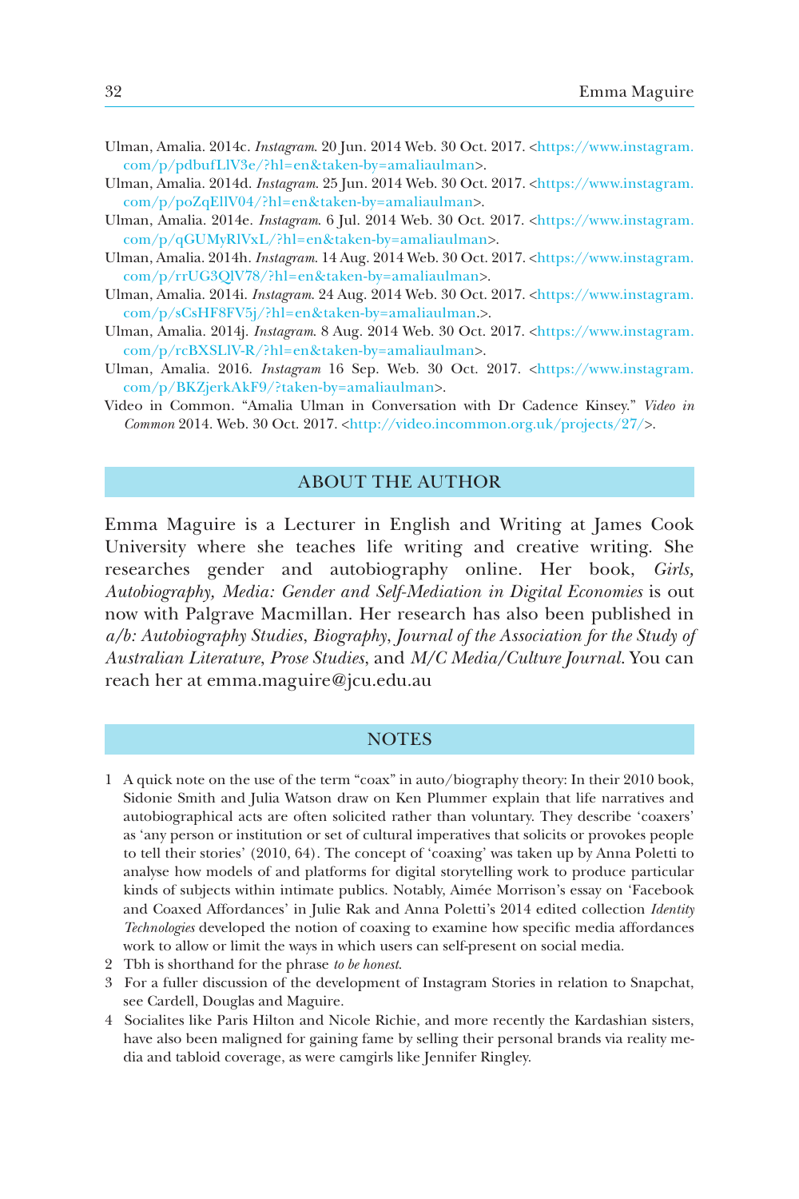Ulman, Amalia. 2014c. *Instagram*. 20 Jun. 2014 Web. 30 Oct. 2017. <https://www.instagram.com/p/pdbufLlV3e/?hl=en&taken-by=amaliaulman>.

Ulman, Amalia. 2014d. *Instagram*. 25 Jun. 2014 Web. 30 Oct. 2017. <https://www.instagram.com/p/poZqEllV04/?hl=en&taken-by=amaliaulman>.

Ulman, Amalia. 2014e. *Instagram*. 6 Jul. 2014 Web. 30 Oct. 2017. <https://www.instagram.com/p/qGUMyRlVxL/?hl=en&taken-by=amaliaulman>.

Ulman, Amalia. 2014h. *Instagram*. 14 Aug. 2014 Web. 30 Oct. 2017. <https://www.instagram.com/p/rrUG3QlV78/?hl=en&taken-by=amaliaulman>.

Ulman, Amalia. 2014i. *Instagram*. 24 Aug. 2014 Web. 30 Oct. 2017. <https://www.instagram.com/p/sCsHF8FV5j/?hl=en&taken-by=amaliaulman.>.

Ulman, Amalia. 2014j. *Instagram*. 8 Aug. 2014 Web. 30 Oct. 2017. <https://www.instagram.com/p/rcBXSLlV-R/?hl=en&taken-by=amaliaulman>.

Ulman, Amalia. 2016. *Instagram* 16 Sep. Web. 30 Oct. 2017. <https://www.instagram.com/p/BKZjerkAkF9/?taken-by=amaliaulman>.

Video in Common. "Amalia Ulman in Conversation with Dr Cadence Kinsey." *Video in Common* 2014. Web. 30 Oct. 2017. <http://video.incommon.org.uk/projects/27/>.

## ABOUT THE AUTHOR

Emma Maguire is a Lecturer in English and Writing at James Cook University where she teaches life writing and creative writing. She researches gender and autobiography online. Her book, *Girls, Autobiography, Media: Gender and Self-Mediation in Digital Economies* is out now with Palgrave Macmillan. Her research has also been published in *a/b: Autobiography Studies*, *Biography*, *Journal of the Association for the Study of Australian Literature*, *Prose Studies*, and *M/C Media/Culture Journal*. You can reach her at emma.maguire@jcu.edu.au

## NOTES

1 A quick note on the use of the term "coax" in auto/biography theory: In their 2010 book, Sidonie Smith and Julia Watson draw on Ken Plummer explain that life narratives and autobiographical acts are often solicited rather than voluntary. They describe 'coaxers' as 'any person or institution or set of cultural imperatives that solicits or provokes people to tell their stories' (2010, 64). The concept of 'coaxing' was taken up by Anna Poletti to analyse how models of and platforms for digital storytelling work to produce particular kinds of subjects within intimate publics. Notably, Aimée Morrison's essay on 'Facebook and Coaxed Affordances' in Julie Rak and Anna Poletti's 2014 edited collection *Identity Technologies* developed the notion of coaxing to examine how specific media affordances work to allow or limit the ways in which users can self-present on social media.

2 Tbh is shorthand for the phrase *to be honest*.

3 For a fuller discussion of the development of Instagram Stories in relation to Snapchat, see Cardell, Douglas and Maguire.

4 Socialites like Paris Hilton and Nicole Richie, and more recently the Kardashian sisters, have also been maligned for gaining fame by selling their personal brands via reality media and tabloid coverage, as were camgirls like Jennifer Ringley.